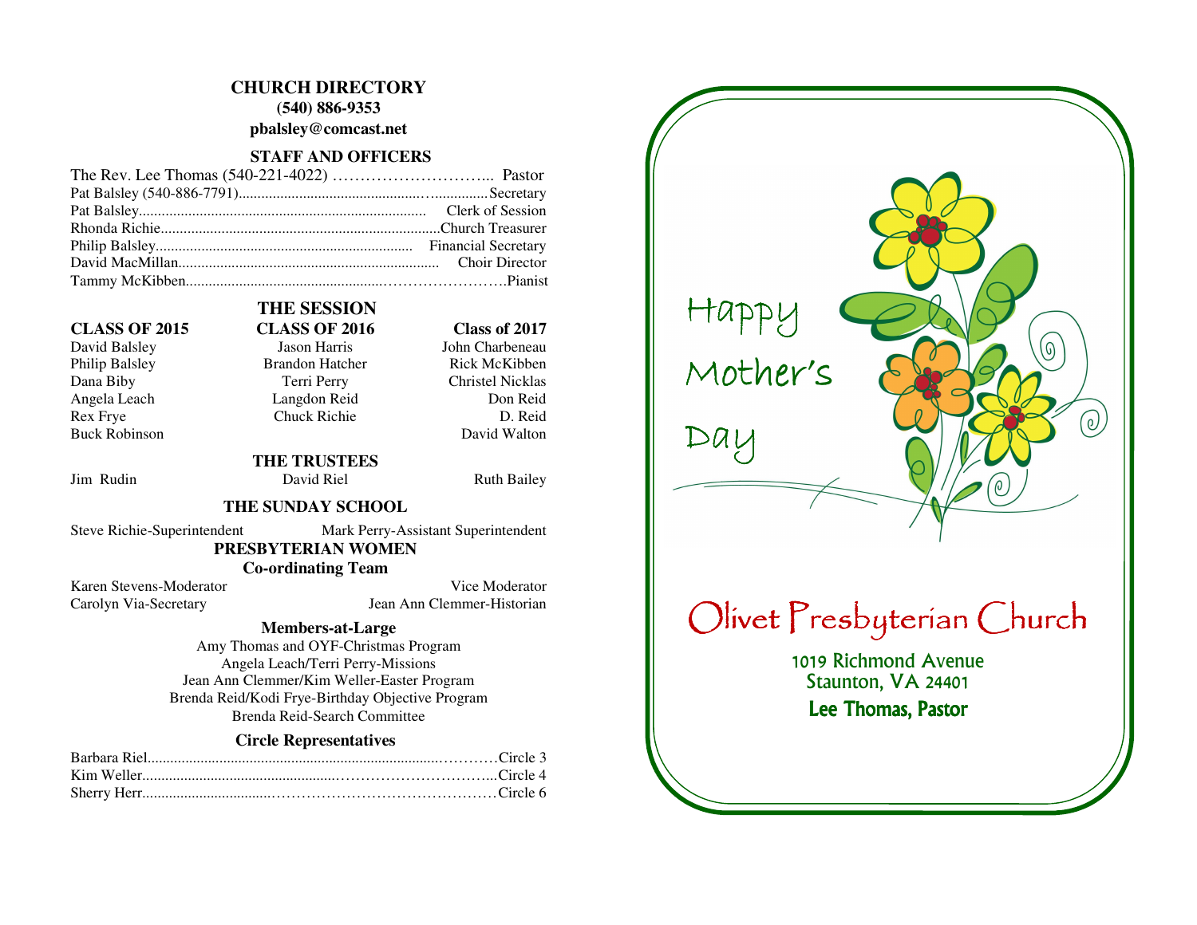# CHURCH DIRECTORY

**(540) 886-9353**

**pbalsley@comcast.net**

## STAFF AND OFFICERS

The Rev. Lee Thomas (540-221-4022) ………………………... Pastor
Pat Balsley (540-886-7791)……………………………………Secretary
Pat Balsley…………………………………………… Clerk of Session
Rhonda Richie…………………………………………Church Treasurer
Philip Balsley………………………………………… Financial Secretary
David MacMillan……………………………………… Choir Director
Tammy McKibben………………………………………………Pianist

## THE SESSION

| CLASS OF 2015 | CLASS OF 2016 | Class of 2017 |
|---|---|---|
| David Balsley | Jason Harris | John Charbeneau |
| Philip Balsley | Brandon Hatcher | Rick McKibben |
| Dana Biby | Terri Perry | Christel Nicklas |
| Angela Leach | Langdon Reid | Don Reid |
| Rex Frye | Chuck Richie | D. Reid |
| Buck Robinson | | David Walton |

## THE TRUSTEES

Jim Rudin    David Riel    Ruth Bailey

## THE SUNDAY SCHOOL

Steve Richie-Superintendent    Mark Perry-Assistant Superintendent

## PRESBYTERIAN WOMEN

### Co-ordinating Team

Karen Stevens-Moderator    Vice Moderator
Carolyn Via-Secretary    Jean Ann Clemmer-Historian

### Members-at-Large

Amy Thomas and OYF-Christmas Program
Angela Leach/Terri Perry-Missions
Jean Ann Clemmer/Kim Weller-Easter Program
Brenda Reid/Kodi Frye-Birthday Objective Program
Brenda Reid-Search Committee

### Circle Representatives

Barbara Riel……………………………………………Circle 3
Kim Weller……………………………………………Circle 4
Sherry Herr……………………………………………Circle 6

Happy Mother's Day

# Olivet Presbyterian Church

1019 Richmond Avenue
Staunton, VA 24401

**Lee Thomas, Pastor**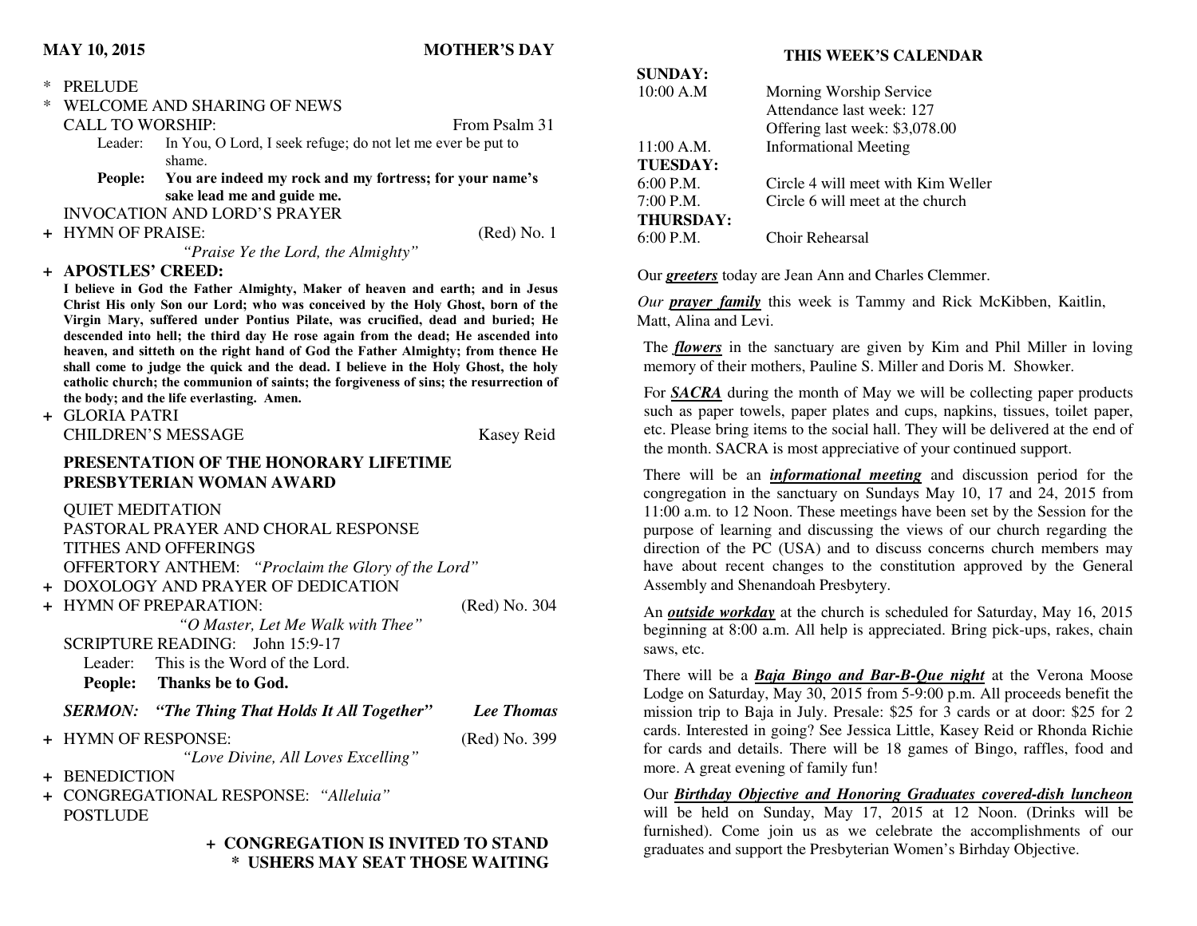**MAY 10, 2015** **MOTHER'S DAY**

\* PRELUDE

\* WELCOME AND SHARING OF NEWS

CALL TO WORSHIP: From Psalm 31

Leader: In You, O Lord, I seek refuge; do not let me ever be put to shame.

**People: You are indeed my rock and my fortress; for your name's sake lead me and guide me.**

INVOCATION AND LORD'S PRAYER

\+ HYMN OF PRAISE: (Red) No. 1

*"Praise Ye the Lord, the Almighty"*

\+ **APOSTLES' CREED:**

**I believe in God the Father Almighty, Maker of heaven and earth; and in Jesus Christ His only Son our Lord; who was conceived by the Holy Ghost, born of the Virgin Mary, suffered under Pontius Pilate, was crucified, dead and buried; He descended into hell; the third day He rose again from the dead; He ascended into heaven, and sitteth on the right hand of God the Father Almighty; from thence He shall come to judge the quick and the dead. I believe in the Holy Ghost, the holy catholic church; the communion of saints; the forgiveness of sins; the resurrection of the body; and the life everlasting. Amen.**

\+ GLORIA PATRI

CHILDREN'S MESSAGE Kasey Reid

**PRESENTATION OF THE HONORARY LIFETIME PRESBYTERIAN WOMAN AWARD**

QUIET MEDITATION

PASTORAL PRAYER AND CHORAL RESPONSE

TITHES AND OFFERINGS

OFFERTORY ANTHEM: *"Proclaim the Glory of the Lord"*

\+ DOXOLOGY AND PRAYER OF DEDICATION

\+ HYMN OF PREPARATION: (Red) No. 304

*"O Master, Let Me Walk with Thee"*

SCRIPTURE READING: John 15:9-17

Leader: This is the Word of the Lord.

**People: Thanks be to God.**

***SERMON: "The Thing That Holds It All Together" Lee Thomas***

\+ HYMN OF RESPONSE: (Red) No. 399

*"Love Divine, All Loves Excelling"*

\+ BENEDICTION

\+ CONGREGATIONAL RESPONSE: *"Alleluia"*

POSTLUDE

**+ CONGREGATION IS INVITED TO STAND**
**\* USHERS MAY SEAT THOSE WAITING**

## THIS WEEK'S CALENDAR

**SUNDAY:**

10:00 A.M Morning Worship Service
Attendance last week: 127
Offering last week: $3,078.00

11:00 A.M. Informational Meeting

**TUESDAY:**

6:00 P.M. Circle 4 will meet with Kim Weller

7:00 P.M. Circle 6 will meet at the church

**THURSDAY:**

6:00 P.M. Choir Rehearsal

Our ***greeters*** today are Jean Ann and Charles Clemmer.

*Our* ***prayer family*** this week is Tammy and Rick McKibben, Kaitlin, Matt, Alina and Levi.

The ***flowers*** in the sanctuary are given by Kim and Phil Miller in loving memory of their mothers, Pauline S. Miller and Doris M. Showker.

For ***SACRA*** during the month of May we will be collecting paper products such as paper towels, paper plates and cups, napkins, tissues, toilet paper, etc. Please bring items to the social hall. They will be delivered at the end of the month. SACRA is most appreciative of your continued support.

There will be an ***informational meeting*** and discussion period for the congregation in the sanctuary on Sundays May 10, 17 and 24, 2015 from 11:00 a.m. to 12 Noon. These meetings have been set by the Session for the purpose of learning and discussing the views of our church regarding the direction of the PC (USA) and to discuss concerns church members may have about recent changes to the constitution approved by the General Assembly and Shenandoah Presbytery.

An ***outside workday*** at the church is scheduled for Saturday, May 16, 2015 beginning at 8:00 a.m. All help is appreciated. Bring pick-ups, rakes, chain saws, etc.

There will be a ***Baja Bingo and Bar-B-Que night*** at the Verona Moose Lodge on Saturday, May 30, 2015 from 5-9:00 p.m. All proceeds benefit the mission trip to Baja in July. Presale: $25 for 3 cards or at door: $25 for 2 cards. Interested in going? See Jessica Little, Kasey Reid or Rhonda Richie for cards and details. There will be 18 games of Bingo, raffles, food and more. A great evening of family fun!

Our ***Birthday Objective and Honoring Graduates covered-dish luncheon*** will be held on Sunday, May 17, 2015 at 12 Noon. (Drinks will be furnished). Come join us as we celebrate the accomplishments of our graduates and support the Presbyterian Women's Birhday Objective.